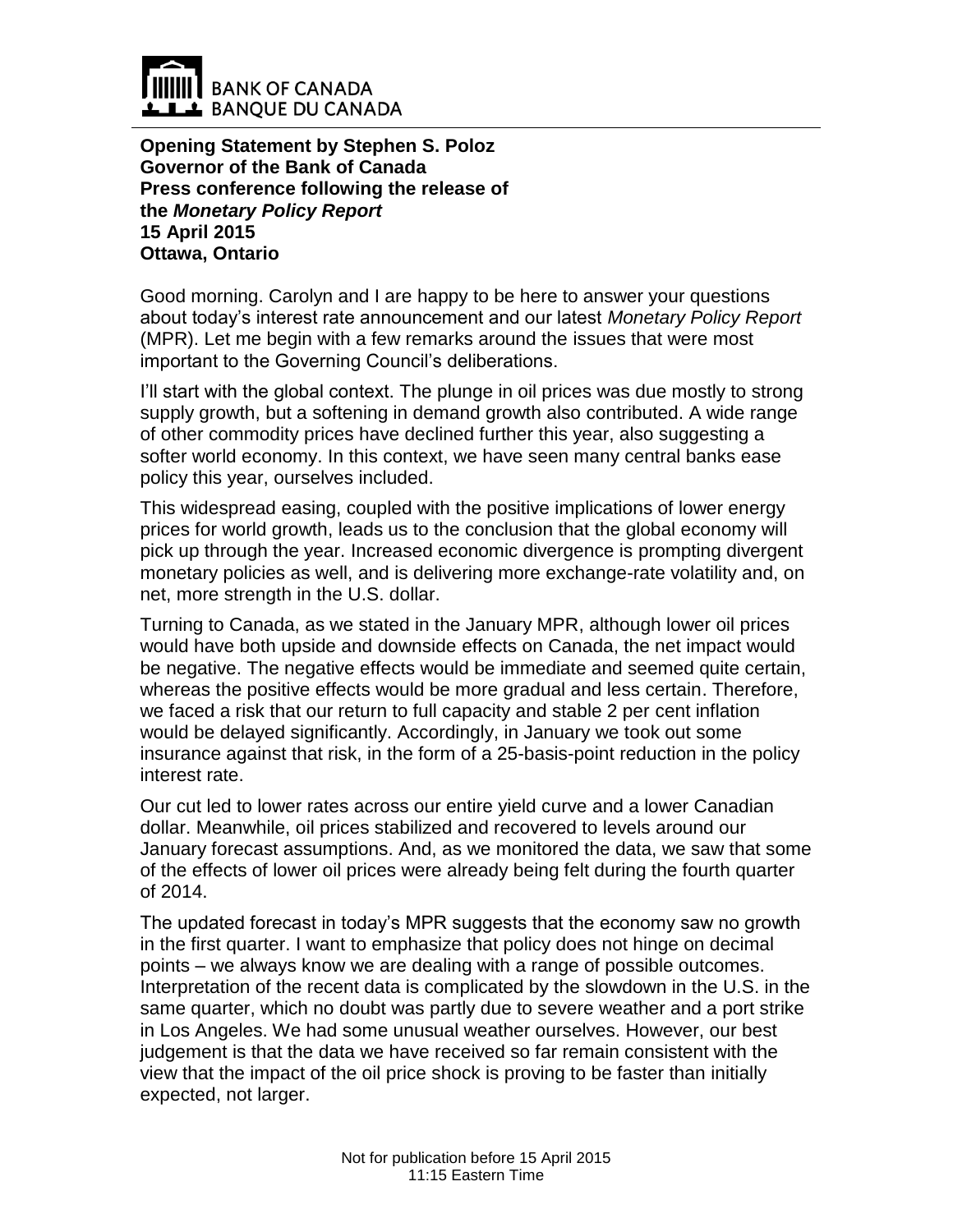BANK OF CANADA
BANQUE DU CANADA

**Opening Statement by Stephen S. Poloz**
**Governor of the Bank of Canada**
**Press conference following the release of the *Monetary Policy Report***
**15 April 2015**
**Ottawa, Ontario**

Good morning. Carolyn and I are happy to be here to answer your questions about today's interest rate announcement and our latest *Monetary Policy Report* (MPR). Let me begin with a few remarks around the issues that were most important to the Governing Council's deliberations.

I'll start with the global context. The plunge in oil prices was due mostly to strong supply growth, but a softening in demand growth also contributed. A wide range of other commodity prices have declined further this year, also suggesting a softer world economy. In this context, we have seen many central banks ease policy this year, ourselves included.

This widespread easing, coupled with the positive implications of lower energy prices for world growth, leads us to the conclusion that the global economy will pick up through the year. Increased economic divergence is prompting divergent monetary policies as well, and is delivering more exchange-rate volatility and, on net, more strength in the U.S. dollar.

Turning to Canada, as we stated in the January MPR, although lower oil prices would have both upside and downside effects on Canada, the net impact would be negative. The negative effects would be immediate and seemed quite certain, whereas the positive effects would be more gradual and less certain. Therefore, we faced a risk that our return to full capacity and stable 2 per cent inflation would be delayed significantly. Accordingly, in January we took out some insurance against that risk, in the form of a 25-basis-point reduction in the policy interest rate.

Our cut led to lower rates across our entire yield curve and a lower Canadian dollar. Meanwhile, oil prices stabilized and recovered to levels around our January forecast assumptions. And, as we monitored the data, we saw that some of the effects of lower oil prices were already being felt during the fourth quarter of 2014.

The updated forecast in today's MPR suggests that the economy saw no growth in the first quarter. I want to emphasize that policy does not hinge on decimal points – we always know we are dealing with a range of possible outcomes. Interpretation of the recent data is complicated by the slowdown in the U.S. in the same quarter, which no doubt was partly due to severe weather and a port strike in Los Angeles. We had some unusual weather ourselves. However, our best judgement is that the data we have received so far remain consistent with the view that the impact of the oil price shock is proving to be faster than initially expected, not larger.

Not for publication before 15 April 2015
11:15 Eastern Time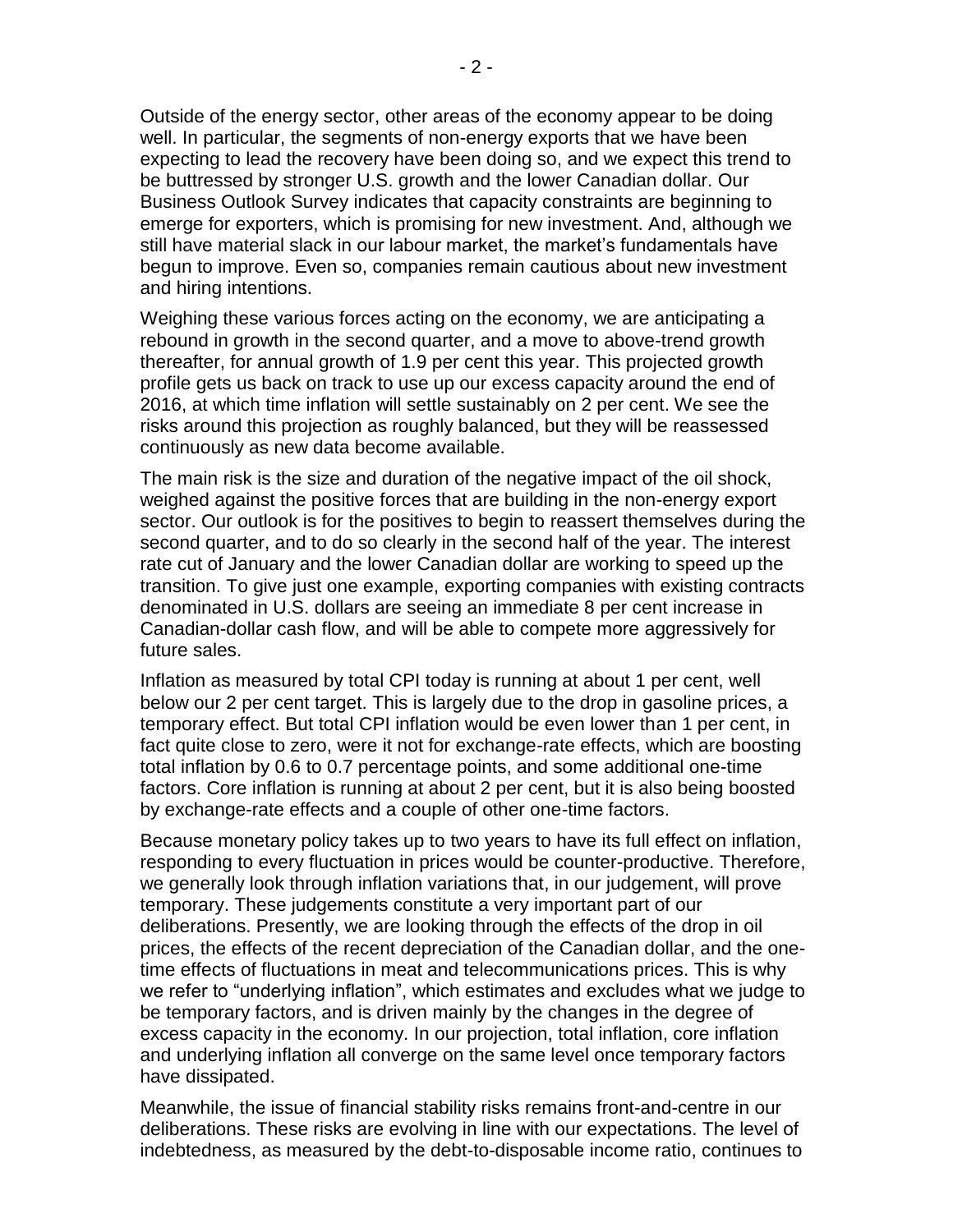Outside of the energy sector, other areas of the economy appear to be doing well. In particular, the segments of non-energy exports that we have been expecting to lead the recovery have been doing so, and we expect this trend to be buttressed by stronger U.S. growth and the lower Canadian dollar. Our Business Outlook Survey indicates that capacity constraints are beginning to emerge for exporters, which is promising for new investment. And, although we still have material slack in our labour market, the market's fundamentals have begun to improve. Even so, companies remain cautious about new investment and hiring intentions.

Weighing these various forces acting on the economy, we are anticipating a rebound in growth in the second quarter, and a move to above-trend growth thereafter, for annual growth of 1.9 per cent this year. This projected growth profile gets us back on track to use up our excess capacity around the end of 2016, at which time inflation will settle sustainably on 2 per cent. We see the risks around this projection as roughly balanced, but they will be reassessed continuously as new data become available.

The main risk is the size and duration of the negative impact of the oil shock, weighed against the positive forces that are building in the non-energy export sector. Our outlook is for the positives to begin to reassert themselves during the second quarter, and to do so clearly in the second half of the year. The interest rate cut of January and the lower Canadian dollar are working to speed up the transition. To give just one example, exporting companies with existing contracts denominated in U.S. dollars are seeing an immediate 8 per cent increase in Canadian-dollar cash flow, and will be able to compete more aggressively for future sales.

Inflation as measured by total CPI today is running at about 1 per cent, well below our 2 per cent target. This is largely due to the drop in gasoline prices, a temporary effect. But total CPI inflation would be even lower than 1 per cent, in fact quite close to zero, were it not for exchange-rate effects, which are boosting total inflation by 0.6 to 0.7 percentage points, and some additional one-time factors. Core inflation is running at about 2 per cent, but it is also being boosted by exchange-rate effects and a couple of other one-time factors.

Because monetary policy takes up to two years to have its full effect on inflation, responding to every fluctuation in prices would be counter-productive. Therefore, we generally look through inflation variations that, in our judgement, will prove temporary. These judgements constitute a very important part of our deliberations. Presently, we are looking through the effects of the drop in oil prices, the effects of the recent depreciation of the Canadian dollar, and the one-time effects of fluctuations in meat and telecommunications prices. This is why we refer to "underlying inflation", which estimates and excludes what we judge to be temporary factors, and is driven mainly by the changes in the degree of excess capacity in the economy. In our projection, total inflation, core inflation and underlying inflation all converge on the same level once temporary factors have dissipated.

Meanwhile, the issue of financial stability risks remains front-and-centre in our deliberations. These risks are evolving in line with our expectations. The level of indebtedness, as measured by the debt-to-disposable income ratio, continues to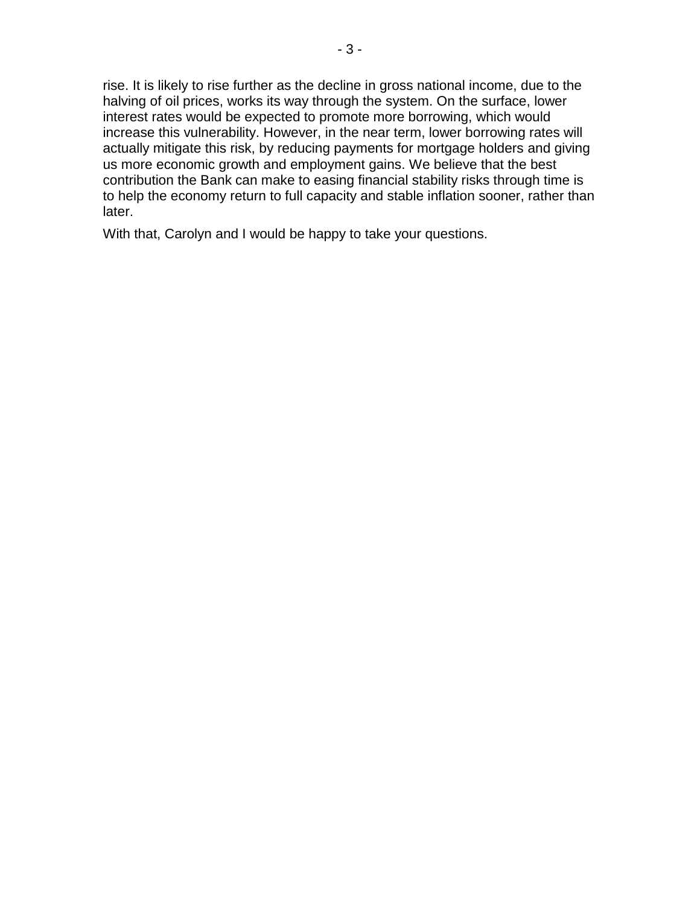rise. It is likely to rise further as the decline in gross national income, due to the halving of oil prices, works its way through the system. On the surface, lower interest rates would be expected to promote more borrowing, which would increase this vulnerability. However, in the near term, lower borrowing rates will actually mitigate this risk, by reducing payments for mortgage holders and giving us more economic growth and employment gains. We believe that the best contribution the Bank can make to easing financial stability risks through time is to help the economy return to full capacity and stable inflation sooner, rather than later.

With that, Carolyn and I would be happy to take your questions.